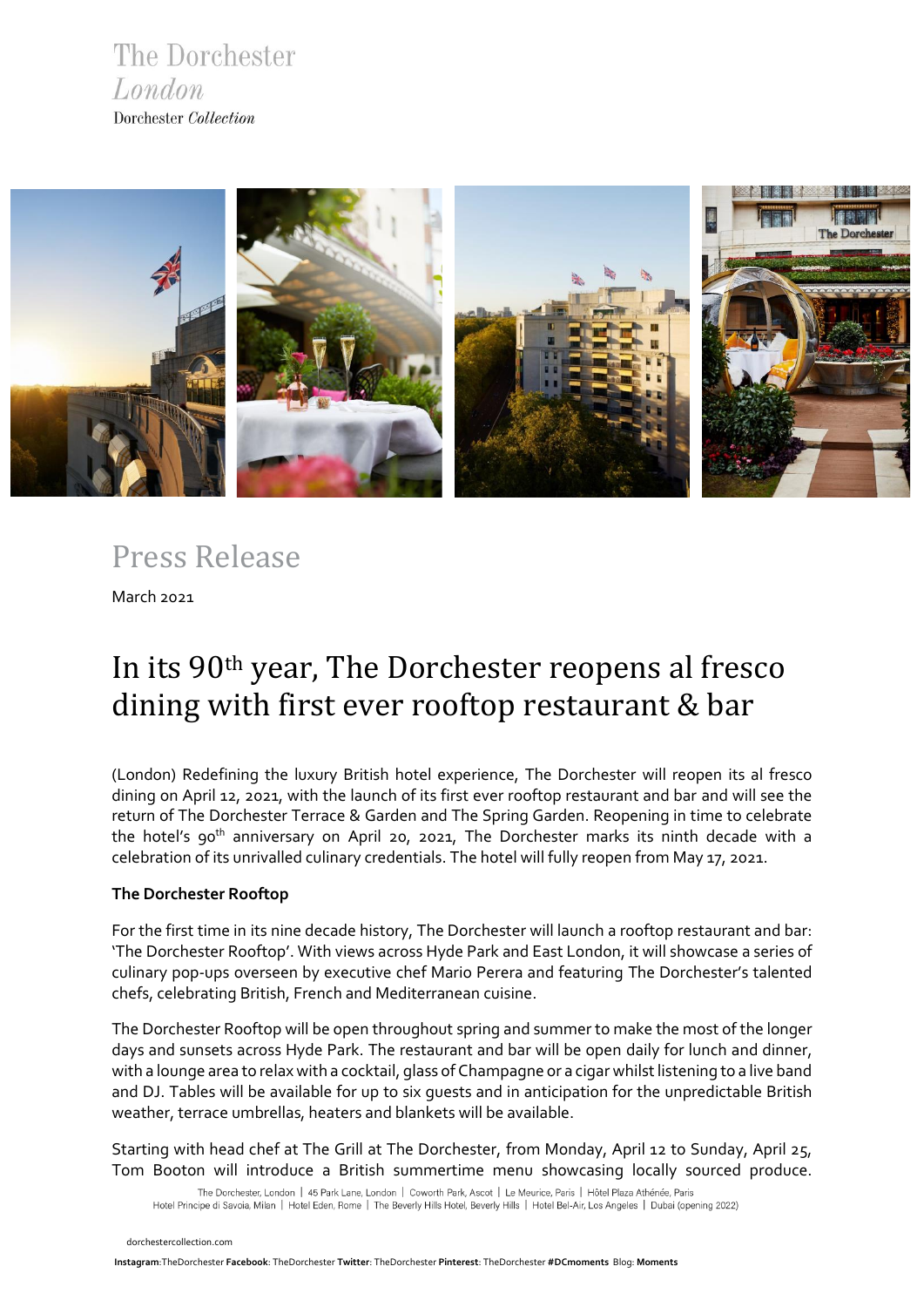The Dorchester
*London*
Dorchester *Collection*

# Press Release

March 2021

# In its 90th year, The Dorchester reopens al fresco dining with first ever rooftop restaurant & bar

(London) Redefining the luxury British hotel experience, The Dorchester will reopen its al fresco dining on April 12, 2021, with the launch of its first ever rooftop restaurant and bar and will see the return of The Dorchester Terrace & Garden and The Spring Garden. Reopening in time to celebrate the hotel's 90th anniversary on April 20, 2021, The Dorchester marks its ninth decade with a celebration of its unrivalled culinary credentials. The hotel will fully reopen from May 17, 2021.

**The Dorchester Rooftop**

For the first time in its nine decade history, The Dorchester will launch a rooftop restaurant and bar: 'The Dorchester Rooftop'. With views across Hyde Park and East London, it will showcase a series of culinary pop-ups overseen by executive chef Mario Perera and featuring The Dorchester's talented chefs, celebrating British, French and Mediterranean cuisine.

The Dorchester Rooftop will be open throughout spring and summer to make the most of the longer days and sunsets across Hyde Park. The restaurant and bar will be open daily for lunch and dinner, with a lounge area to relax with a cocktail, glass of Champagne or a cigar whilst listening to a live band and DJ. Tables will be available for up to six guests and in anticipation for the unpredictable British weather, terrace umbrellas, heaters and blankets will be available.

Starting with head chef at The Grill at The Dorchester, from Monday, April 12 to Sunday, April 25, Tom Booton will introduce a British summertime menu showcasing locally sourced produce.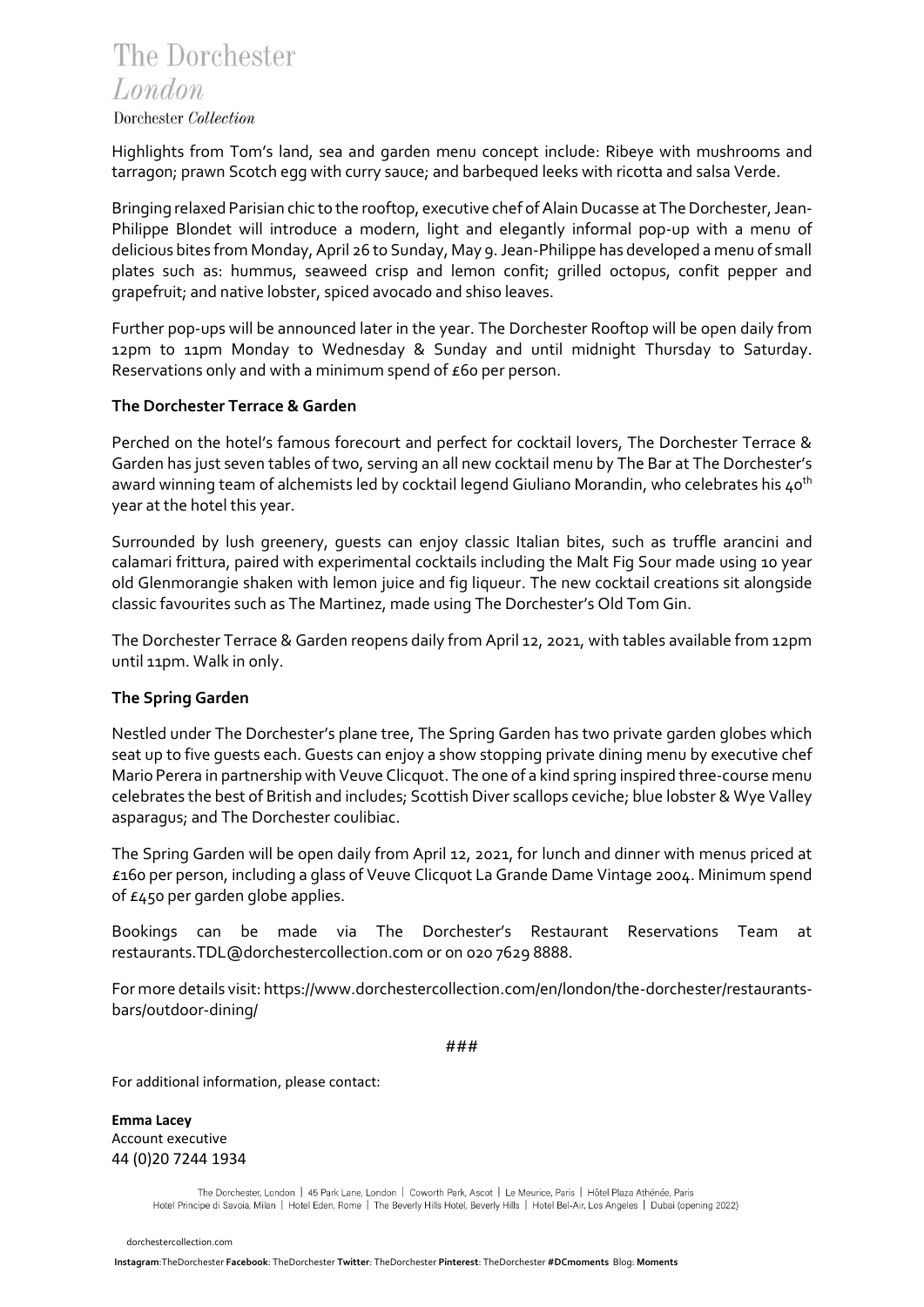Highlights from Tom's land, sea and garden menu concept include: Ribeye with mushrooms and tarragon; prawn Scotch egg with curry sauce; and barbequed leeks with ricotta and salsa Verde.

Bringing relaxed Parisian chic to the rooftop, executive chef of Alain Ducasse at The Dorchester, Jean-Philippe Blondet will introduce a modern, light and elegantly informal pop-up with a menu of delicious bites from Monday, April 26 to Sunday, May 9. Jean-Philippe has developed a menu of small plates such as: hummus, seaweed crisp and lemon confit; grilled octopus, confit pepper and grapefruit; and native lobster, spiced avocado and shiso leaves.

Further pop-ups will be announced later in the year. The Dorchester Rooftop will be open daily from 12pm to 11pm Monday to Wednesday & Sunday and until midnight Thursday to Saturday. Reservations only and with a minimum spend of £60 per person.

**The Dorchester Terrace & Garden**

Perched on the hotel's famous forecourt and perfect for cocktail lovers, The Dorchester Terrace & Garden has just seven tables of two, serving an all new cocktail menu by The Bar at The Dorchester's award winning team of alchemists led by cocktail legend Giuliano Morandin, who celebrates his 40th year at the hotel this year.

Surrounded by lush greenery, guests can enjoy classic Italian bites, such as truffle arancini and calamari frittura, paired with experimental cocktails including the Malt Fig Sour made using 10 year old Glenmorangie shaken with lemon juice and fig liqueur. The new cocktail creations sit alongside classic favourites such as The Martinez, made using The Dorchester's Old Tom Gin.

The Dorchester Terrace & Garden reopens daily from April 12, 2021, with tables available from 12pm until 11pm. Walk in only.

**The Spring Garden**

Nestled under The Dorchester's plane tree, The Spring Garden has two private garden globes which seat up to five guests each. Guests can enjoy a show stopping private dining menu by executive chef Mario Perera in partnership with Veuve Clicquot. The one of a kind spring inspired three-course menu celebrates the best of British and includes; Scottish Diver scallops ceviche; blue lobster & Wye Valley asparagus; and The Dorchester coulibiac.

The Spring Garden will be open daily from April 12, 2021, for lunch and dinner with menus priced at £160 per person, including a glass of Veuve Clicquot La Grande Dame Vintage 2004. Minimum spend of £450 per garden globe applies.

Bookings can be made via The Dorchester's Restaurant Reservations Team at restaurants.TDL@dorchestercollection.com or on 020 7629 8888.

For more details visit: https://www.dorchestercollection.com/en/london/the-dorchester/restaurants-bars/outdoor-dining/

###

For additional information, please contact:

**Emma Lacey**
Account executive
44 (0)20 7244 1934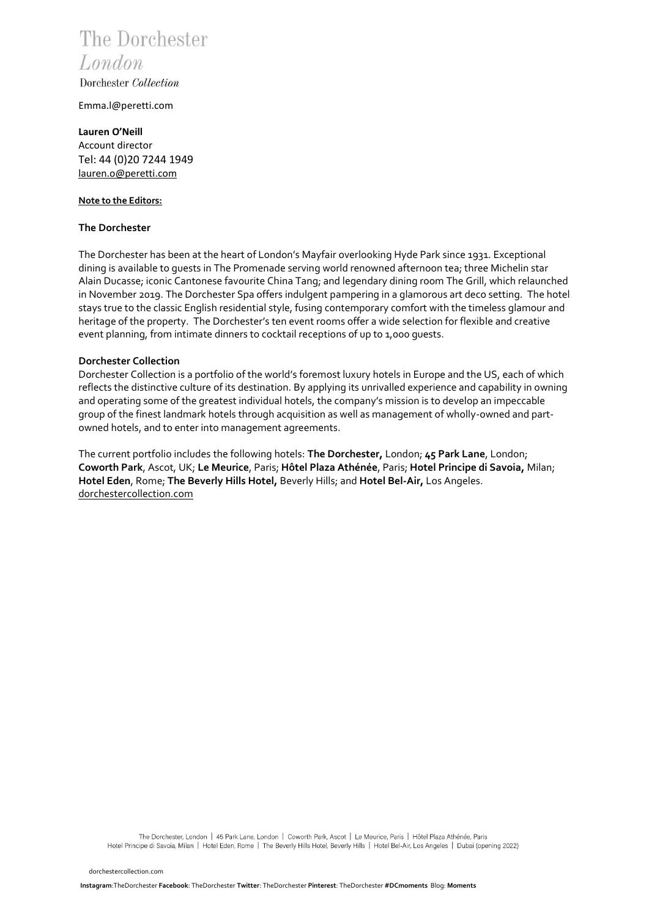Emma.l@peretti.com

**Lauren O'Neill**
Account director
Tel: 44 (0)20 7244 1949
lauren.o@peretti.com

**Note to the Editors:**

**The Dorchester**

The Dorchester has been at the heart of London's Mayfair overlooking Hyde Park since 1931. Exceptional dining is available to guests in The Promenade serving world renowned afternoon tea; three Michelin star Alain Ducasse; iconic Cantonese favourite China Tang; and legendary dining room The Grill, which relaunched in November 2019. The Dorchester Spa offers indulgent pampering in a glamorous art deco setting. The hotel stays true to the classic English residential style, fusing contemporary comfort with the timeless glamour and heritage of the property. The Dorchester's ten event rooms offer a wide selection for flexible and creative event planning, from intimate dinners to cocktail receptions of up to 1,000 guests.

**Dorchester Collection**

Dorchester Collection is a portfolio of the world's foremost luxury hotels in Europe and the US, each of which reflects the distinctive culture of its destination. By applying its unrivalled experience and capability in owning and operating some of the greatest individual hotels, the company's mission is to develop an impeccable group of the finest landmark hotels through acquisition as well as management of wholly-owned and part-owned hotels, and to enter into management agreements.

The current portfolio includes the following hotels: **The Dorchester,** London; **45 Park Lane**, London; **Coworth Park**, Ascot, UK; **Le Meurice**, Paris; **Hôtel Plaza Athénée**, Paris; **Hotel Principe di Savoia,** Milan; **Hotel Eden**, Rome; **The Beverly Hills Hotel,** Beverly Hills; and **Hotel Bel-Air,** Los Angeles.
dorchestercollection.com